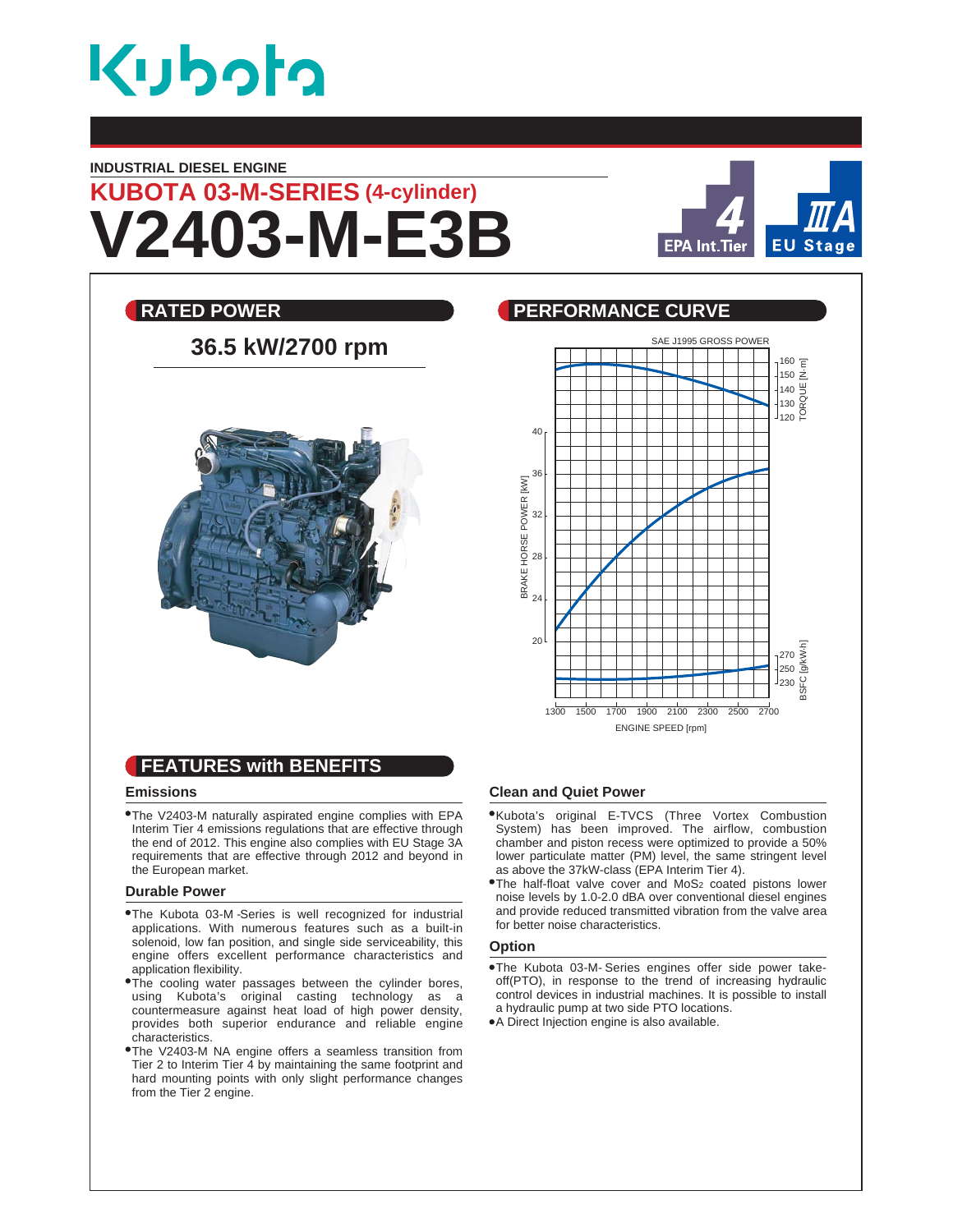Kubota

INDUSTRIAL DIESEL ENGINE

## KUBOTA 03-M-SERIES (4-cylinder)

# V2403-M-E3B

EPA Int.Tier 4 | EU Stage IIIA

## RATED POWER

**36.5 kW/2700 rpm**

## PERFORMANCE CURVE

SAE J1995 GROSS POWER

## FEATURES with BENEFITS

### Emissions

- The V2403-M naturally aspirated engine complies with EPA Interim Tier 4 emissions regulations that are effective through the end of 2012. This engine also complies with EU Stage 3A requirements that are effective through 2012 and beyond in the European market.

### Durable Power

- The Kubota 03-M -Series is well recognized for industrial applications. With numerous features such as a built-in solenoid, low fan position, and single side serviceability, this engine offers excellent performance characteristics and application flexibility.
- The cooling water passages between the cylinder bores, using Kubota's original casting technology as a countermeasure against heat load of high power density, provides both superior endurance and reliable engine characteristics.
- The V2403-M NA engine offers a seamless transition from Tier 2 to Interim Tier 4 by maintaining the same footprint and hard mounting points with only slight performance changes from the Tier 2 engine.

### Clean and Quiet Power

- Kubota's original E-TVCS (Three Vortex Combustion System) has been improved. The airflow, combustion chamber and piston recess were optimized to provide a 50% lower particulate matter (PM) level, the same stringent level as above the 37kW-class (EPA Interim Tier 4).
- The half-float valve cover and $MoS_2$ coated pistons lower noise levels by 1.0-2.0 dBA over conventional diesel engines and provide reduced transmitted vibration from the valve area for better noise characteristics.

### Option

- The Kubota 03-M- Series engines offer side power take-off(PTO), in response to the trend of increasing hydraulic control devices in industrial machines. It is possible to install a hydraulic pump at two side PTO locations.
- A Direct Injection engine is also available.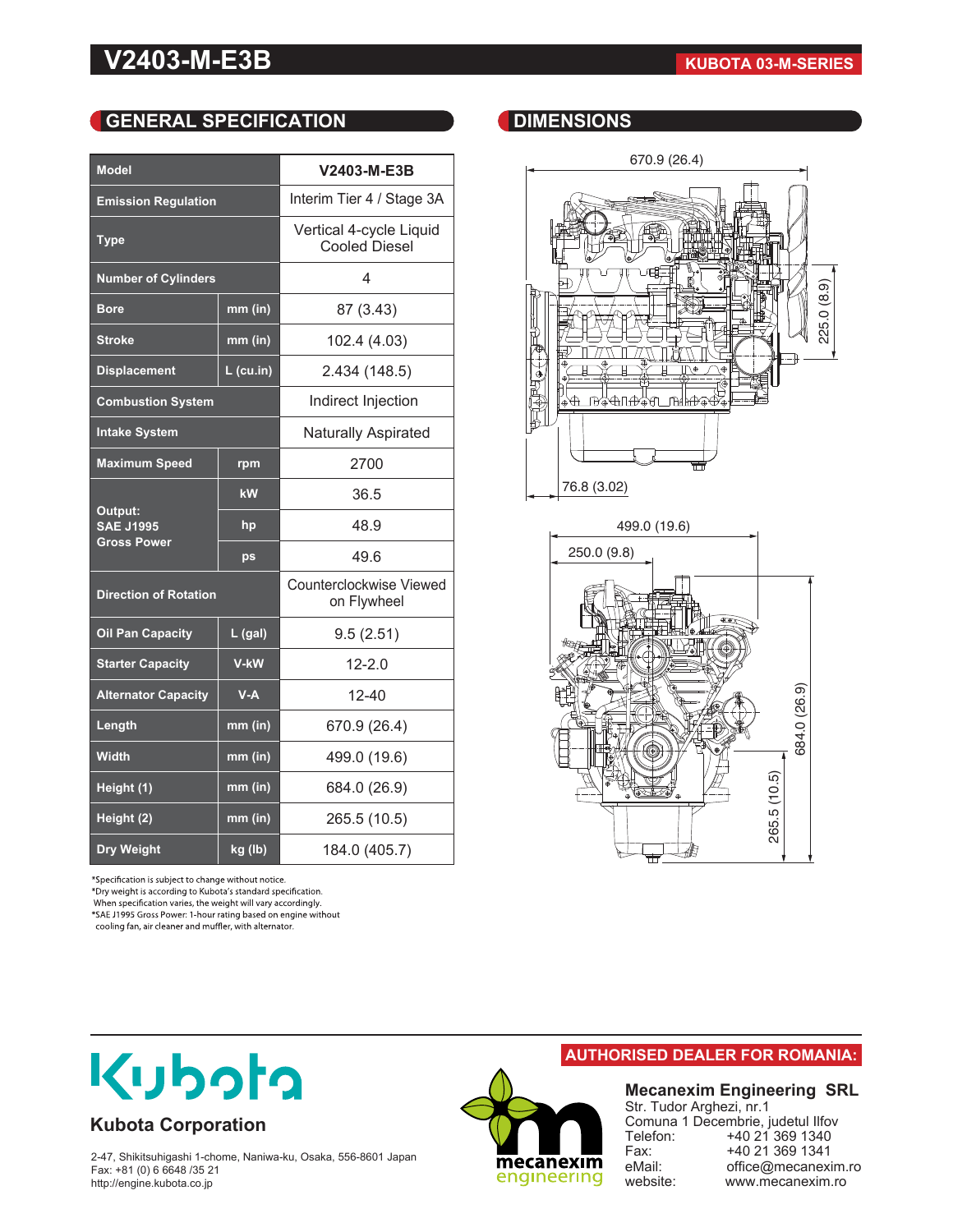# V2403-M-E3B

**KUBOTA 03-M-SERIES**

## GENERAL SPECIFICATION

| | | |
|---|---|---|
| **Model** | | **V2403-M-E3B** |
| **Emission Regulation** | | Interim Tier 4 / Stage 3A |
| **Type** | | Vertical 4-cycle Liquid Cooled Diesel |
| **Number of Cylinders** | | 4 |
| **Bore** | mm (in) | 87 (3.43) |
| **Stroke** | mm (in) | 102.4 (4.03) |
| **Displacement** | L (cu.in) | 2.434 (148.5) |
| **Combustion System** | | Indirect Injection |
| **Intake System** | | Naturally Aspirated |
| **Maximum Speed** | rpm | 2700 |
| **Output: SAE J1995 Gross Power** | kW | 36.5 |
| | hp | 48.9 |
| | ps | 49.6 |
| **Direction of Rotation** | | Counterclockwise Viewed on Flywheel |
| **Oil Pan Capacity** | L (gal) | 9.5 (2.51) |
| **Starter Capacity** | V-kW | 12-2.0 |
| **Alternator Capacity** | V-A | 12-40 |
| **Length** | mm (in) | 670.9 (26.4) |
| **Width** | mm (in) | 499.0 (19.6) |
| **Height (1)** | mm (in) | 684.0 (26.9) |
| **Height (2)** | mm (in) | 265.5 (10.5) |
| **Dry Weight** | kg (lb) | 184.0 (405.7) |

*Specification is subject to change without notice.
*Dry weight is according to Kubota's standard specification.
When specification varies, the weight will vary accordingly.
*SAE J1995 Gross Power: 1-hour rating based on engine without cooling fan, air cleaner and muffler, with alternator.

## DIMENSIONS

670.9 (26.4)
225.0 (8.9)
76.8 (3.02)

499.0 (19.6)
250.0 (9.8)
684.0 (26.9)
265.5 (10.5)

---

**Kubota Corporation**

2-47, Shikitsuhigashi 1-chome, Naniwa-ku, Osaka, 556-8601 Japan
Fax: +81 (0) 6 6648 /35 21
http://engine.kubota.co.jp

mecanexim engineering

**AUTHORISED DEALER FOR ROMANIA:**

**Mecanexim Engineering SRL**
Str. Tudor Arghezi, nr.1
Comuna 1 Decembrie, judetul Ilfov
Telefon: +40 21 369 1340
Fax: +40 21 369 1341
eMail: office@mecanexim.ro
website: www.mecanexim.ro